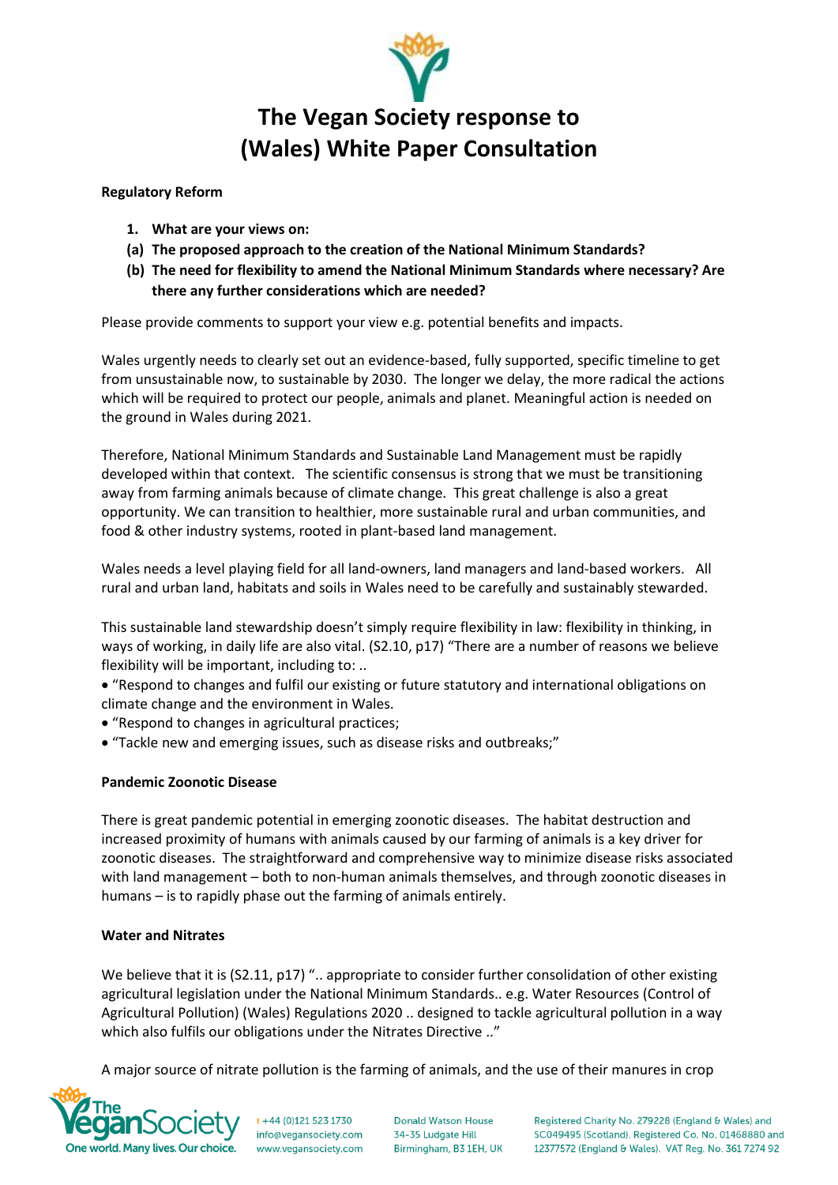# The Vegan Society response to (Wales) White Paper Consultation

**Regulatory Reform**

1. **What are your views on:**

**(a) The proposed approach to the creation of the National Minimum Standards?**

**(b) The need for flexibility to amend the National Minimum Standards where necessary? Are there any further considerations which are needed?**

Please provide comments to support your view e.g. potential benefits and impacts.

Wales urgently needs to clearly set out an evidence-based, fully supported, specific timeline to get from unsustainable now, to sustainable by 2030. The longer we delay, the more radical the actions which will be required to protect our people, animals and planet. Meaningful action is needed on the ground in Wales during 2021.

Therefore, National Minimum Standards and Sustainable Land Management must be rapidly developed within that context. The scientific consensus is strong that we must be transitioning away from farming animals because of climate change. This great challenge is also a great opportunity. We can transition to healthier, more sustainable rural and urban communities, and food & other industry systems, rooted in plant-based land management.

Wales needs a level playing field for all land-owners, land managers and land-based workers. All rural and urban land, habitats and soils in Wales need to be carefully and sustainably stewarded.

This sustainable land stewardship doesn't simply require flexibility in law: flexibility in thinking, in ways of working, in daily life are also vital. (S2.10, p17) "There are a number of reasons we believe flexibility will be important, including to: ..

- "Respond to changes and fulfil our existing or future statutory and international obligations on climate change and the environment in Wales.
- "Respond to changes in agricultural practices;
- "Tackle new and emerging issues, such as disease risks and outbreaks;"

**Pandemic Zoonotic Disease**

There is great pandemic potential in emerging zoonotic diseases. The habitat destruction and increased proximity of humans with animals caused by our farming of animals is a key driver for zoonotic diseases. The straightforward and comprehensive way to minimize disease risks associated with land management – both to non-human animals themselves, and through zoonotic diseases in humans – is to rapidly phase out the farming of animals entirely.

**Water and Nitrates**

We believe that it is (S2.11, p17) ".. appropriate to consider further consolidation of other existing agricultural legislation under the National Minimum Standards.. e.g. Water Resources (Control of Agricultural Pollution) (Wales) Regulations 2020 .. designed to tackle agricultural pollution in a way which also fulfils our obligations under the Nitrates Directive .."

A major source of nitrate pollution is the farming of animals, and the use of their manures in crop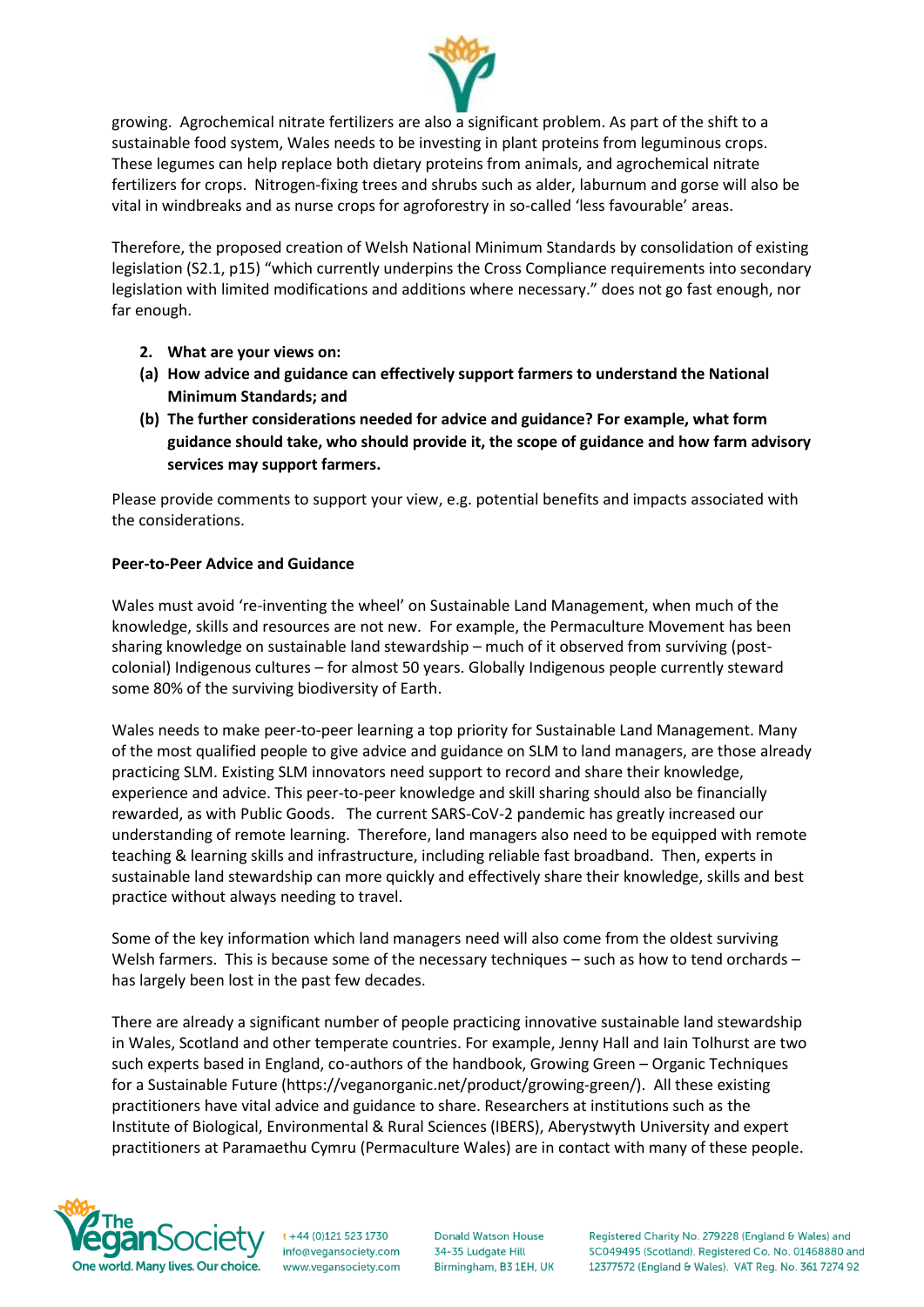growing. Agrochemical nitrate fertilizers are also a significant problem. As part of the shift to a sustainable food system, Wales needs to be investing in plant proteins from leguminous crops. These legumes can help replace both dietary proteins from animals, and agrochemical nitrate fertilizers for crops. Nitrogen-fixing trees and shrubs such as alder, laburnum and gorse will also be vital in windbreaks and as nurse crops for agroforestry in so-called 'less favourable' areas.

Therefore, the proposed creation of Welsh National Minimum Standards by consolidation of existing legislation (S2.1, p15) "which currently underpins the Cross Compliance requirements into secondary legislation with limited modifications and additions where necessary." does not go fast enough, nor far enough.

2. **What are your views on:**
   - **(a) How advice and guidance can effectively support farmers to understand the National Minimum Standards; and**
   - **(b) The further considerations needed for advice and guidance? For example, what form guidance should take, who should provide it, the scope of guidance and how farm advisory services may support farmers.**

Please provide comments to support your view, e.g. potential benefits and impacts associated with the considerations.

**Peer-to-Peer Advice and Guidance**

Wales must avoid 're-inventing the wheel' on Sustainable Land Management, when much of the knowledge, skills and resources are not new. For example, the Permaculture Movement has been sharing knowledge on sustainable land stewardship – much of it observed from surviving (post-colonial) Indigenous cultures – for almost 50 years. Globally Indigenous people currently steward some 80% of the surviving biodiversity of Earth.

Wales needs to make peer-to-peer learning a top priority for Sustainable Land Management. Many of the most qualified people to give advice and guidance on SLM to land managers, are those already practicing SLM. Existing SLM innovators need support to record and share their knowledge, experience and advice. This peer-to-peer knowledge and skill sharing should also be financially rewarded, as with Public Goods. The current SARS-CoV-2 pandemic has greatly increased our understanding of remote learning. Therefore, land managers also need to be equipped with remote teaching & learning skills and infrastructure, including reliable fast broadband. Then, experts in sustainable land stewardship can more quickly and effectively share their knowledge, skills and best practice without always needing to travel.

Some of the key information which land managers need will also come from the oldest surviving Welsh farmers. This is because some of the necessary techniques – such as how to tend orchards – has largely been lost in the past few decades.

There are already a significant number of people practicing innovative sustainable land stewardship in Wales, Scotland and other temperate countries. For example, Jenny Hall and Iain Tolhurst are two such experts based in England, co-authors of the handbook, Growing Green – Organic Techniques for a Sustainable Future (https://veganorganic.net/product/growing-green/). All these existing practitioners have vital advice and guidance to share. Researchers at institutions such as the Institute of Biological, Environmental & Rural Sciences (IBERS), Aberystwyth University and expert practitioners at Paramaethu Cymru (Permaculture Wales) are in contact with many of these people.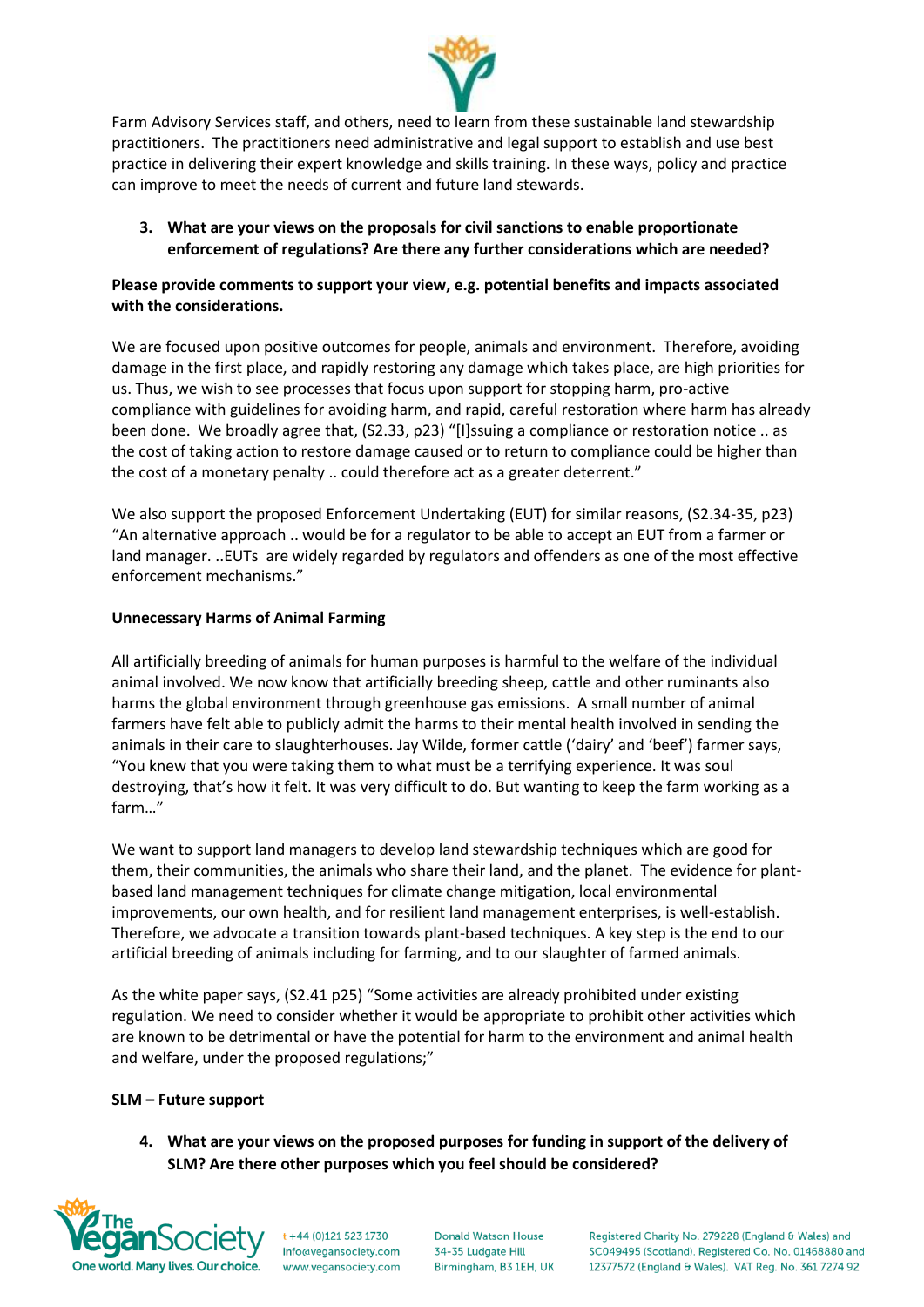Farm Advisory Services staff, and others, need to learn from these sustainable land stewardship practitioners. The practitioners need administrative and legal support to establish and use best practice in delivering their expert knowledge and skills training. In these ways, policy and practice can improve to meet the needs of current and future land stewards.

3. **What are your views on the proposals for civil sanctions to enable proportionate enforcement of regulations? Are there any further considerations which are needed?**

**Please provide comments to support your view, e.g. potential benefits and impacts associated with the considerations.**

We are focused upon positive outcomes for people, animals and environment. Therefore, avoiding damage in the first place, and rapidly restoring any damage which takes place, are high priorities for us. Thus, we wish to see processes that focus upon support for stopping harm, pro-active compliance with guidelines for avoiding harm, and rapid, careful restoration where harm has already been done. We broadly agree that, (S2.33, p23) "[I]ssuing a compliance or restoration notice .. as the cost of taking action to restore damage caused or to return to compliance could be higher than the cost of a monetary penalty .. could therefore act as a greater deterrent."

We also support the proposed Enforcement Undertaking (EUT) for similar reasons, (S2.34-35, p23) "An alternative approach .. would be for a regulator to be able to accept an EUT from a farmer or land manager. ..EUTs are widely regarded by regulators and offenders as one of the most effective enforcement mechanisms."

**Unnecessary Harms of Animal Farming**

All artificially breeding of animals for human purposes is harmful to the welfare of the individual animal involved. We now know that artificially breeding sheep, cattle and other ruminants also harms the global environment through greenhouse gas emissions. A small number of animal farmers have felt able to publicly admit the harms to their mental health involved in sending the animals in their care to slaughterhouses. Jay Wilde, former cattle ('dairy' and 'beef') farmer says, "You knew that you were taking them to what must be a terrifying experience. It was soul destroying, that's how it felt. It was very difficult to do. But wanting to keep the farm working as a farm…"

We want to support land managers to develop land stewardship techniques which are good for them, their communities, the animals who share their land, and the planet. The evidence for plant-based land management techniques for climate change mitigation, local environmental improvements, our own health, and for resilient land management enterprises, is well-establish. Therefore, we advocate a transition towards plant-based techniques. A key step is the end to our artificial breeding of animals including for farming, and to our slaughter of farmed animals.

As the white paper says, (S2.41 p25) "Some activities are already prohibited under existing regulation. We need to consider whether it would be appropriate to prohibit other activities which are known to be detrimental or have the potential for harm to the environment and animal health and welfare, under the proposed regulations;"

**SLM – Future support**

4. **What are your views on the proposed purposes for funding in support of the delivery of SLM? Are there other purposes which you feel should be considered?**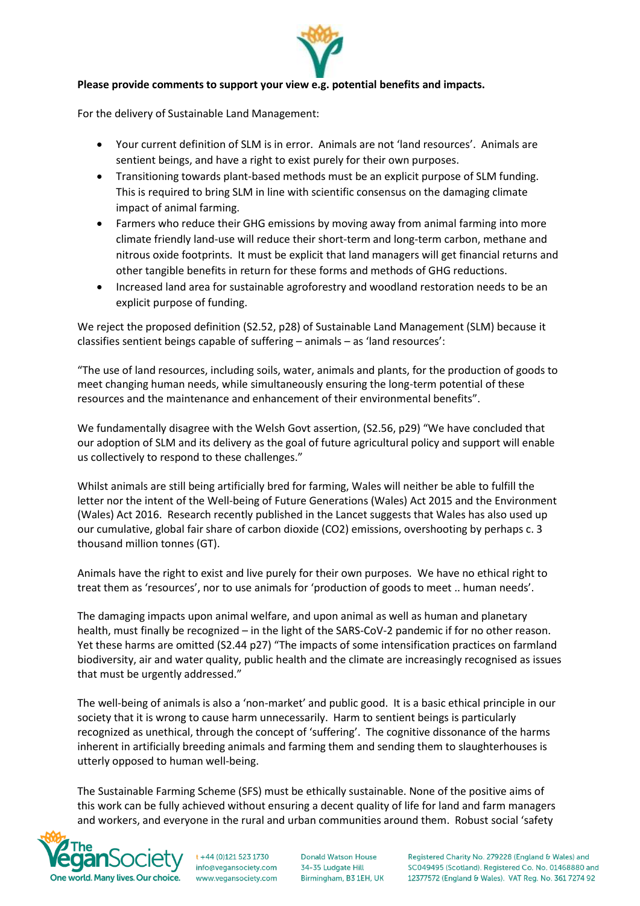**Please provide comments to support your view e.g. potential benefits and impacts.**

For the delivery of Sustainable Land Management:

- Your current definition of SLM is in error. Animals are not 'land resources'. Animals are sentient beings, and have a right to exist purely for their own purposes.
- Transitioning towards plant-based methods must be an explicit purpose of SLM funding. This is required to bring SLM in line with scientific consensus on the damaging climate impact of animal farming.
- Farmers who reduce their GHG emissions by moving away from animal farming into more climate friendly land-use will reduce their short-term and long-term carbon, methane and nitrous oxide footprints. It must be explicit that land managers will get financial returns and other tangible benefits in return for these forms and methods of GHG reductions.
- Increased land area for sustainable agroforestry and woodland restoration needs to be an explicit purpose of funding.

We reject the proposed definition (S2.52, p28) of Sustainable Land Management (SLM) because it classifies sentient beings capable of suffering – animals – as 'land resources':

"The use of land resources, including soils, water, animals and plants, for the production of goods to meet changing human needs, while simultaneously ensuring the long-term potential of these resources and the maintenance and enhancement of their environmental benefits".

We fundamentally disagree with the Welsh Govt assertion, (S2.56, p29) "We have concluded that our adoption of SLM and its delivery as the goal of future agricultural policy and support will enable us collectively to respond to these challenges."

Whilst animals are still being artificially bred for farming, Wales will neither be able to fulfill the letter nor the intent of the Well-being of Future Generations (Wales) Act 2015 and the Environment (Wales) Act 2016. Research recently published in the Lancet suggests that Wales has also used up our cumulative, global fair share of carbon dioxide ($CO_2$) emissions, overshooting by perhaps c. 3 thousand million tonnes (GT).

Animals have the right to exist and live purely for their own purposes. We have no ethical right to treat them as 'resources', nor to use animals for 'production of goods to meet .. human needs'.

The damaging impacts upon animal welfare, and upon animal as well as human and planetary health, must finally be recognized – in the light of the SARS-CoV-2 pandemic if for no other reason. Yet these harms are omitted (S2.44 p27) "The impacts of some intensification practices on farmland biodiversity, air and water quality, public health and the climate are increasingly recognised as issues that must be urgently addressed."

The well-being of animals is also a 'non-market' and public good. It is a basic ethical principle in our society that it is wrong to cause harm unnecessarily. Harm to sentient beings is particularly recognized as unethical, through the concept of 'suffering'. The cognitive dissonance of the harms inherent in artificially breeding animals and farming them and sending them to slaughterhouses is utterly opposed to human well-being.

The Sustainable Farming Scheme (SFS) must be ethically sustainable. None of the positive aims of this work can be fully achieved without ensuring a decent quality of life for land and farm managers and workers, and everyone in the rural and urban communities around them. Robust social 'safety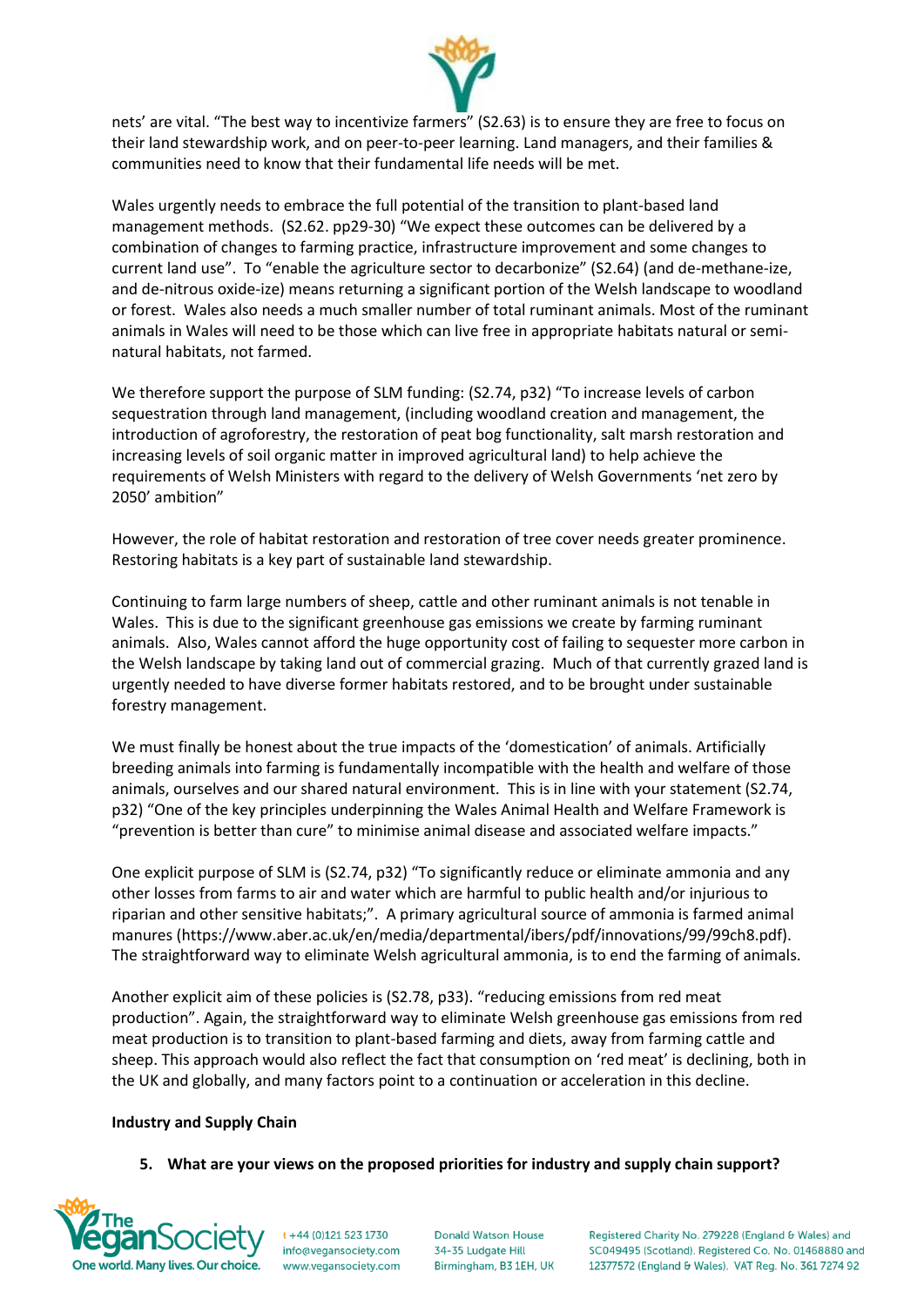nets' are vital. "The best way to incentivize farmers" (S2.63) is to ensure they are free to focus on their land stewardship work, and on peer-to-peer learning. Land managers, and their families & communities need to know that their fundamental life needs will be met.

Wales urgently needs to embrace the full potential of the transition to plant-based land management methods. (S2.62. pp29-30) "We expect these outcomes can be delivered by a combination of changes to farming practice, infrastructure improvement and some changes to current land use". To "enable the agriculture sector to decarbonize" (S2.64) (and de-methane-ize, and de-nitrous oxide-ize) means returning a significant portion of the Welsh landscape to woodland or forest. Wales also needs a much smaller number of total ruminant animals. Most of the ruminant animals in Wales will need to be those which can live free in appropriate habitats natural or semi-natural habitats, not farmed.

We therefore support the purpose of SLM funding: (S2.74, p32) "To increase levels of carbon sequestration through land management, (including woodland creation and management, the introduction of agroforestry, the restoration of peat bog functionality, salt marsh restoration and increasing levels of soil organic matter in improved agricultural land) to help achieve the requirements of Welsh Ministers with regard to the delivery of Welsh Governments 'net zero by 2050' ambition"

However, the role of habitat restoration and restoration of tree cover needs greater prominence. Restoring habitats is a key part of sustainable land stewardship.

Continuing to farm large numbers of sheep, cattle and other ruminant animals is not tenable in Wales. This is due to the significant greenhouse gas emissions we create by farming ruminant animals. Also, Wales cannot afford the huge opportunity cost of failing to sequester more carbon in the Welsh landscape by taking land out of commercial grazing. Much of that currently grazed land is urgently needed to have diverse former habitats restored, and to be brought under sustainable forestry management.

We must finally be honest about the true impacts of the 'domestication' of animals. Artificially breeding animals into farming is fundamentally incompatible with the health and welfare of those animals, ourselves and our shared natural environment. This is in line with your statement (S2.74, p32) "One of the key principles underpinning the Wales Animal Health and Welfare Framework is "prevention is better than cure" to minimise animal disease and associated welfare impacts."

One explicit purpose of SLM is (S2.74, p32) "To significantly reduce or eliminate ammonia and any other losses from farms to air and water which are harmful to public health and/or injurious to riparian and other sensitive habitats;". A primary agricultural source of ammonia is farmed animal manures (https://www.aber.ac.uk/en/media/departmental/ibers/pdf/innovations/99/99ch8.pdf). The straightforward way to eliminate Welsh agricultural ammonia, is to end the farming of animals.

Another explicit aim of these policies is (S2.78, p33). "reducing emissions from red meat production". Again, the straightforward way to eliminate Welsh greenhouse gas emissions from red meat production is to transition to plant-based farming and diets, away from farming cattle and sheep. This approach would also reflect the fact that consumption on 'red meat' is declining, both in the UK and globally, and many factors point to a continuation or acceleration in this decline.

**Industry and Supply Chain**

5. **What are your views on the proposed priorities for industry and supply chain support?**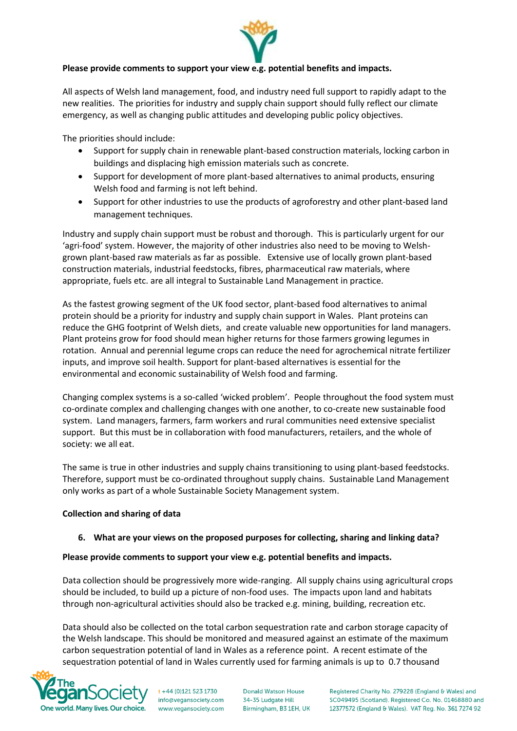**Please provide comments to support your view e.g. potential benefits and impacts.**

All aspects of Welsh land management, food, and industry need full support to rapidly adapt to the new realities. The priorities for industry and supply chain support should fully reflect our climate emergency, as well as changing public attitudes and developing public policy objectives.

The priorities should include:

- Support for supply chain in renewable plant-based construction materials, locking carbon in buildings and displacing high emission materials such as concrete.
- Support for development of more plant-based alternatives to animal products, ensuring Welsh food and farming is not left behind.
- Support for other industries to use the products of agroforestry and other plant-based land management techniques.

Industry and supply chain support must be robust and thorough. This is particularly urgent for our 'agri-food' system. However, the majority of other industries also need to be moving to Welsh-grown plant-based raw materials as far as possible. Extensive use of locally grown plant-based construction materials, industrial feedstocks, fibres, pharmaceutical raw materials, where appropriate, fuels etc. are all integral to Sustainable Land Management in practice.

As the fastest growing segment of the UK food sector, plant-based food alternatives to animal protein should be a priority for industry and supply chain support in Wales. Plant proteins can reduce the GHG footprint of Welsh diets, and create valuable new opportunities for land managers. Plant proteins grow for food should mean higher returns for those farmers growing legumes in rotation. Annual and perennial legume crops can reduce the need for agrochemical nitrate fertilizer inputs, and improve soil health. Support for plant-based alternatives is essential for the environmental and economic sustainability of Welsh food and farming.

Changing complex systems is a so-called 'wicked problem'. People throughout the food system must co-ordinate complex and challenging changes with one another, to co-create new sustainable food system. Land managers, farmers, farm workers and rural communities need extensive specialist support. But this must be in collaboration with food manufacturers, retailers, and the whole of society: we all eat.

The same is true in other industries and supply chains transitioning to using plant-based feedstocks. Therefore, support must be co-ordinated throughout supply chains. Sustainable Land Management only works as part of a whole Sustainable Society Management system.

**Collection and sharing of data**

6. **What are your views on the proposed purposes for collecting, sharing and linking data?**

**Please provide comments to support your view e.g. potential benefits and impacts.**

Data collection should be progressively more wide-ranging. All supply chains using agricultural crops should be included, to build up a picture of non-food uses. The impacts upon land and habitats through non-agricultural activities should also be tracked e.g. mining, building, recreation etc.

Data should also be collected on the total carbon sequestration rate and carbon storage capacity of the Welsh landscape. This should be monitored and measured against an estimate of the maximum carbon sequestration potential of land in Wales as a reference point. A recent estimate of the sequestration potential of land in Wales currently used for farming animals is up to 0.7 thousand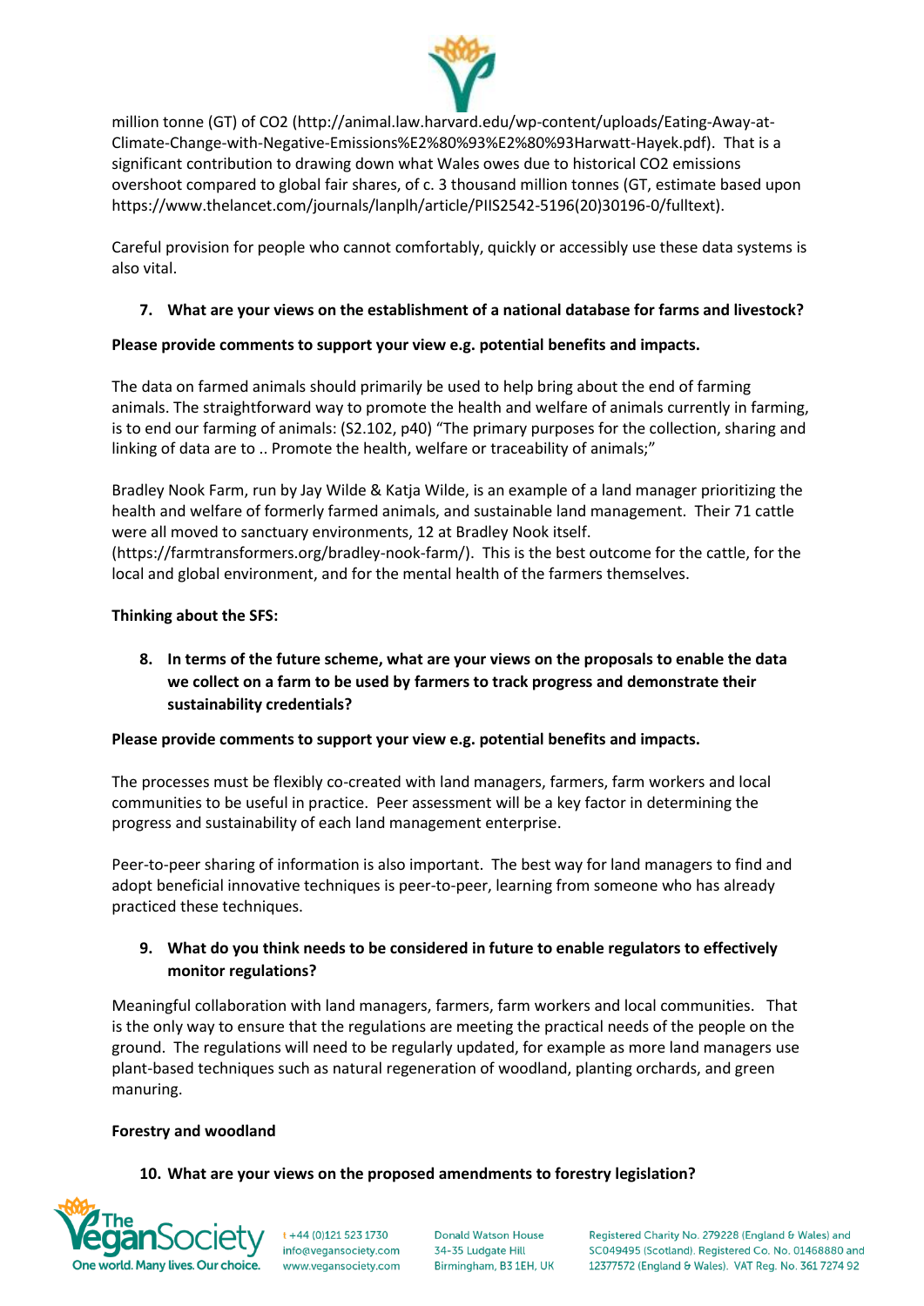million tonne (GT) of $CO_2$ (http://animal.law.harvard.edu/wp-content/uploads/Eating-Away-at-Climate-Change-with-Negative-Emissions%E2%80%93%E2%80%93Harwatt-Hayek.pdf). That is a significant contribution to drawing down what Wales owes due to historical $CO_2$ emissions overshoot compared to global fair shares, of c. 3 thousand million tonnes (GT, estimate based upon https://www.thelancet.com/journals/lanplh/article/PIIS2542-5196(20)30196-0/fulltext).

Careful provision for people who cannot comfortably, quickly or accessibly use these data systems is also vital.

7. **What are your views on the establishment of a national database for farms and livestock?**

**Please provide comments to support your view e.g. potential benefits and impacts.**

The data on farmed animals should primarily be used to help bring about the end of farming animals. The straightforward way to promote the health and welfare of animals currently in farming, is to end our farming of animals: (S2.102, p40) "The primary purposes for the collection, sharing and linking of data are to .. Promote the health, welfare or traceability of animals;"

Bradley Nook Farm, run by Jay Wilde & Katja Wilde, is an example of a land manager prioritizing the health and welfare of formerly farmed animals, and sustainable land management. Their 71 cattle were all moved to sanctuary environments, 12 at Bradley Nook itself. (https://farmtransformers.org/bradley-nook-farm/). This is the best outcome for the cattle, for the local and global environment, and for the mental health of the farmers themselves.

**Thinking about the SFS:**

8. **In terms of the future scheme, what are your views on the proposals to enable the data we collect on a farm to be used by farmers to track progress and demonstrate their sustainability credentials?**

**Please provide comments to support your view e.g. potential benefits and impacts.**

The processes must be flexibly co-created with land managers, farmers, farm workers and local communities to be useful in practice. Peer assessment will be a key factor in determining the progress and sustainability of each land management enterprise.

Peer-to-peer sharing of information is also important. The best way for land managers to find and adopt beneficial innovative techniques is peer-to-peer, learning from someone who has already practiced these techniques.

9. **What do you think needs to be considered in future to enable regulators to effectively monitor regulations?**

Meaningful collaboration with land managers, farmers, farm workers and local communities. That is the only way to ensure that the regulations are meeting the practical needs of the people on the ground. The regulations will need to be regularly updated, for example as more land managers use plant-based techniques such as natural regeneration of woodland, planting orchards, and green manuring.

**Forestry and woodland**

10. **What are your views on the proposed amendments to forestry legislation?**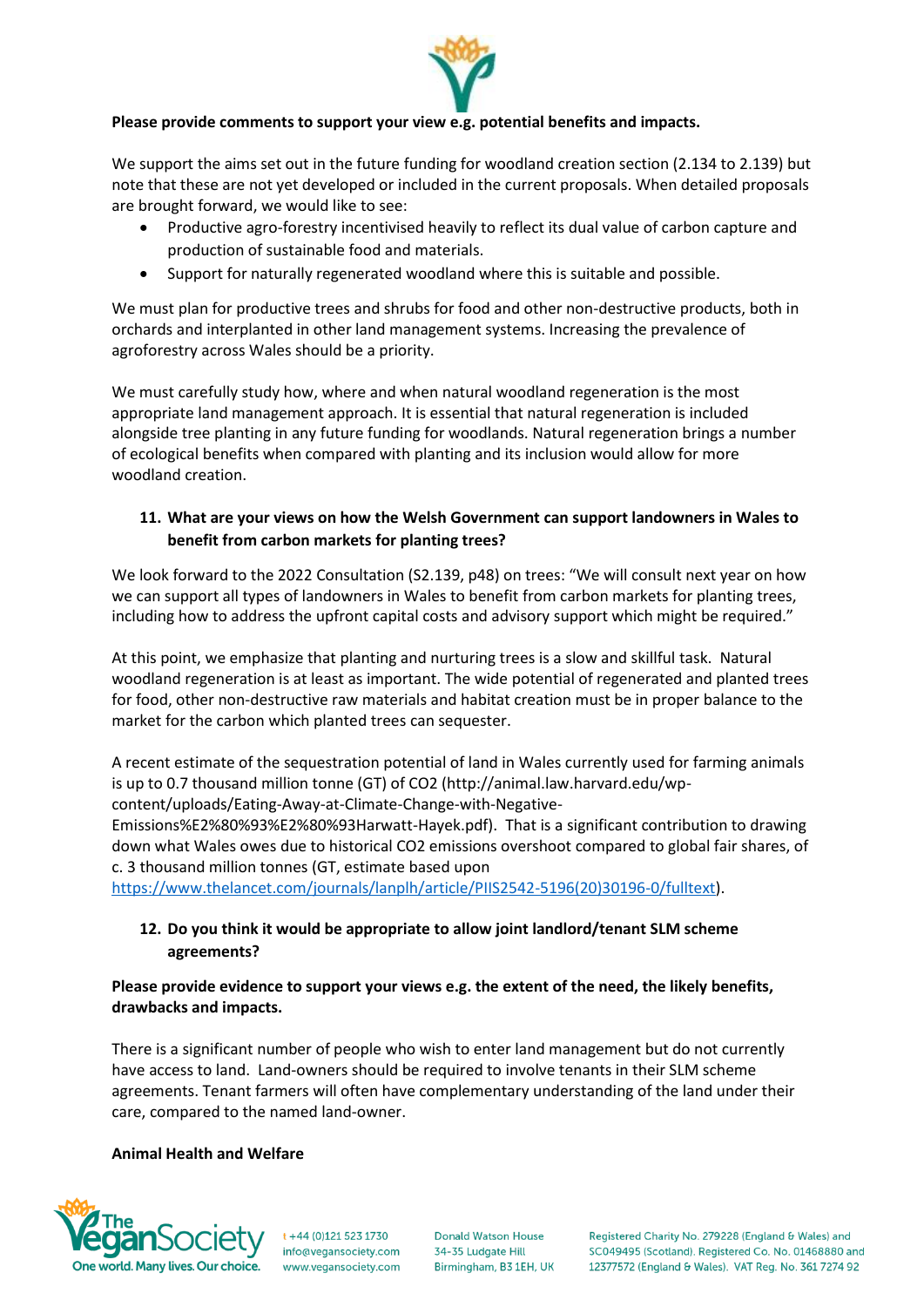**Please provide comments to support your view e.g. potential benefits and impacts.**

We support the aims set out in the future funding for woodland creation section (2.134 to 2.139) but note that these are not yet developed or included in the current proposals. When detailed proposals are brought forward, we would like to see:

- Productive agro-forestry incentivised heavily to reflect its dual value of carbon capture and production of sustainable food and materials.
- Support for naturally regenerated woodland where this is suitable and possible.

We must plan for productive trees and shrubs for food and other non-destructive products, both in orchards and interplanted in other land management systems. Increasing the prevalence of agroforestry across Wales should be a priority.

We must carefully study how, where and when natural woodland regeneration is the most appropriate land management approach. It is essential that natural regeneration is included alongside tree planting in any future funding for woodlands. Natural regeneration brings a number of ecological benefits when compared with planting and its inclusion would allow for more woodland creation.

**11. What are your views on how the Welsh Government can support landowners in Wales to benefit from carbon markets for planting trees?**

We look forward to the 2022 Consultation (S2.139, p48) on trees: "We will consult next year on how we can support all types of landowners in Wales to benefit from carbon markets for planting trees, including how to address the upfront capital costs and advisory support which might be required."

At this point, we emphasize that planting and nurturing trees is a slow and skillful task. Natural woodland regeneration is at least as important. The wide potential of regenerated and planted trees for food, other non-destructive raw materials and habitat creation must be in proper balance to the market for the carbon which planted trees can sequester.

A recent estimate of the sequestration potential of land in Wales currently used for farming animals is up to 0.7 thousand million tonne (GT) of $CO_2$ (http://animal.law.harvard.edu/wp-content/uploads/Eating-Away-at-Climate-Change-with-Negative-Emissions%E2%80%93%E2%80%93Harwatt-Hayek.pdf). That is a significant contribution to drawing down what Wales owes due to historical $CO_2$ emissions overshoot compared to global fair shares, of c. 3 thousand million tonnes (GT, estimate based upon https://www.thelancet.com/journals/lanplh/article/PIIS2542-5196(20)30196-0/fulltext).

**12. Do you think it would be appropriate to allow joint landlord/tenant SLM scheme agreements?**

**Please provide evidence to support your views e.g. the extent of the need, the likely benefits, drawbacks and impacts.**

There is a significant number of people who wish to enter land management but do not currently have access to land. Land-owners should be required to involve tenants in their SLM scheme agreements. Tenant farmers will often have complementary understanding of the land under their care, compared to the named land-owner.

**Animal Health and Welfare**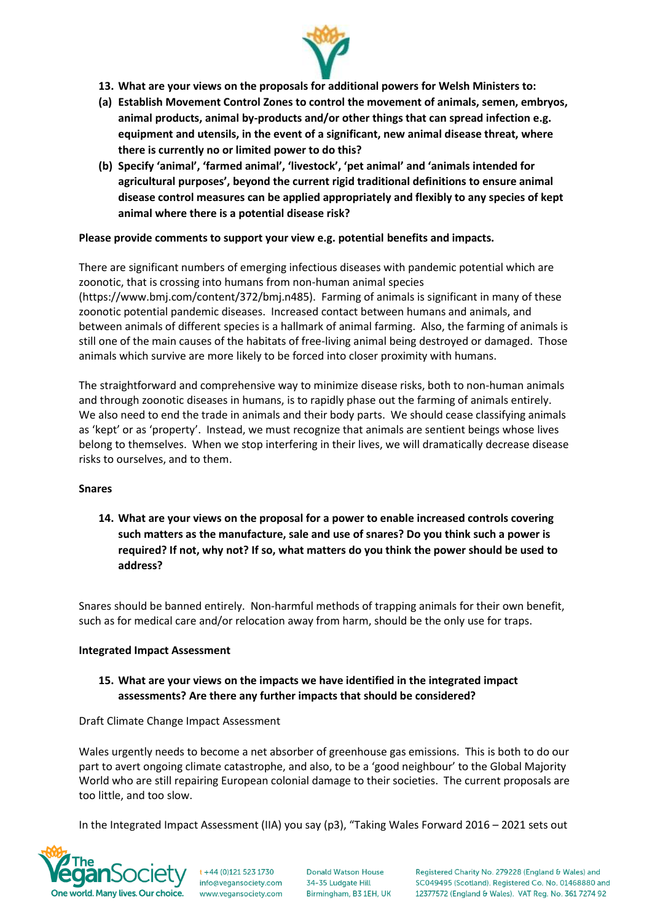13. **What are your views on the proposals for additional powers for Welsh Ministers to:**

(a) **Establish Movement Control Zones to control the movement of animals, semen, embryos, animal products, animal by-products and/or other things that can spread infection e.g. equipment and utensils, in the event of a significant, new animal disease threat, where there is currently no or limited power to do this?**

(b) **Specify 'animal', 'farmed animal', 'livestock', 'pet animal' and 'animals intended for agricultural purposes', beyond the current rigid traditional definitions to ensure animal disease control measures can be applied appropriately and flexibly to any species of kept animal where there is a potential disease risk?**

**Please provide comments to support your view e.g. potential benefits and impacts.**

There are significant numbers of emerging infectious diseases with pandemic potential which are zoonotic, that is crossing into humans from non-human animal species (https://www.bmj.com/content/372/bmj.n485). Farming of animals is significant in many of these zoonotic potential pandemic diseases. Increased contact between humans and animals, and between animals of different species is a hallmark of animal farming. Also, the farming of animals is still one of the main causes of the habitats of free-living animal being destroyed or damaged. Those animals which survive are more likely to be forced into closer proximity with humans.

The straightforward and comprehensive way to minimize disease risks, both to non-human animals and through zoonotic diseases in humans, is to rapidly phase out the farming of animals entirely. We also need to end the trade in animals and their body parts. We should cease classifying animals as 'kept' or as 'property'. Instead, we must recognize that animals are sentient beings whose lives belong to themselves. When we stop interfering in their lives, we will dramatically decrease disease risks to ourselves, and to them.

**Snares**

14. **What are your views on the proposal for a power to enable increased controls covering such matters as the manufacture, sale and use of snares? Do you think such a power is required? If not, why not? If so, what matters do you think the power should be used to address?**

Snares should be banned entirely. Non-harmful methods of trapping animals for their own benefit, such as for medical care and/or relocation away from harm, should be the only use for traps.

**Integrated Impact Assessment**

15. **What are your views on the impacts we have identified in the integrated impact assessments? Are there any further impacts that should be considered?**

Draft Climate Change Impact Assessment

Wales urgently needs to become a net absorber of greenhouse gas emissions. This is both to do our part to avert ongoing climate catastrophe, and also, to be a 'good neighbour' to the Global Majority World who are still repairing European colonial damage to their societies. The current proposals are too little, and too slow.

In the Integrated Impact Assessment (IIA) you say (p3), "Taking Wales Forward 2016 – 2021 sets out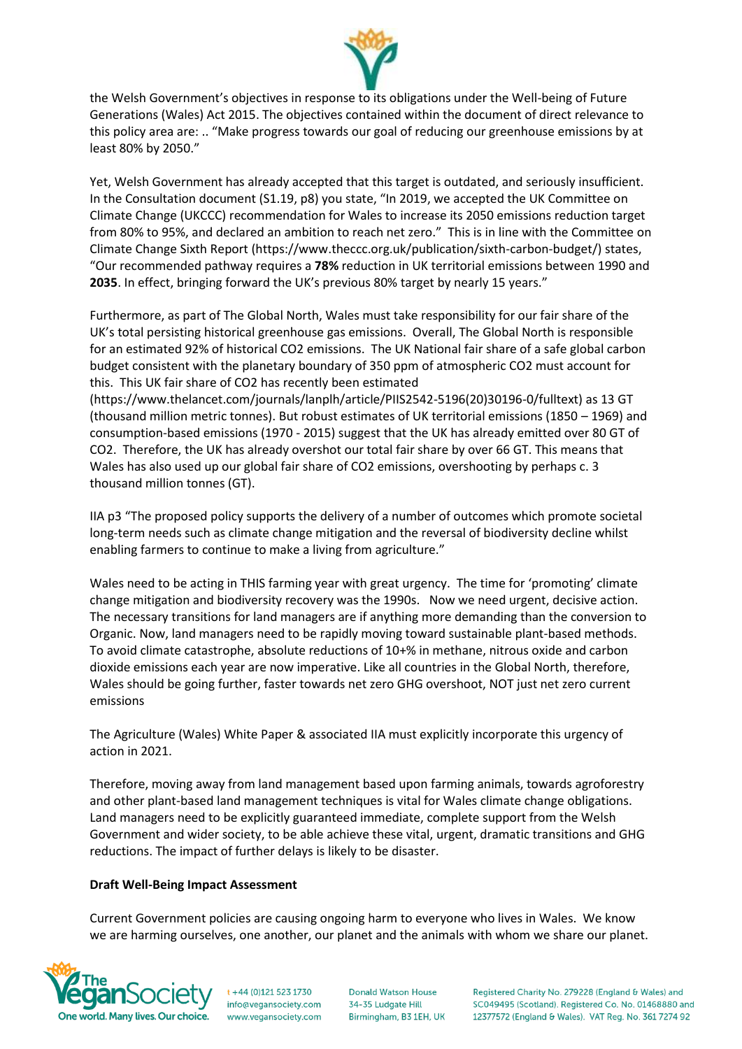the Welsh Government's objectives in response to its obligations under the Well-being of Future Generations (Wales) Act 2015. The objectives contained within the document of direct relevance to this policy area are: .. "Make progress towards our goal of reducing our greenhouse emissions by at least 80% by 2050."

Yet, Welsh Government has already accepted that this target is outdated, and seriously insufficient. In the Consultation document (S1.19, p8) you state, "In 2019, we accepted the UK Committee on Climate Change (UKCCC) recommendation for Wales to increase its 2050 emissions reduction target from 80% to 95%, and declared an ambition to reach net zero." This is in line with the Committee on Climate Change Sixth Report (https://www.theccc.org.uk/publication/sixth-carbon-budget/) states, "Our recommended pathway requires a **78%** reduction in UK territorial emissions between 1990 and **2035**. In effect, bringing forward the UK's previous 80% target by nearly 15 years."

Furthermore, as part of The Global North, Wales must take responsibility for our fair share of the UK's total persisting historical greenhouse gas emissions. Overall, The Global North is responsible for an estimated 92% of historical $CO_2$ emissions. The UK National fair share of a safe global carbon budget consistent with the planetary boundary of 350 ppm of atmospheric $CO_2$ must account for this. This UK fair share of $CO_2$ has recently been estimated (https://www.thelancet.com/journals/lanplh/article/PIIS2542-5196(20)30196-0/fulltext) as 13 GT (thousand million metric tonnes). But robust estimates of UK territorial emissions (1850 – 1969) and consumption-based emissions (1970 - 2015) suggest that the UK has already emitted over 80 GT of $CO_2$. Therefore, the UK has already overshot our total fair share by over 66 GT. This means that Wales has also used up our global fair share of $CO_2$ emissions, overshooting by perhaps c. 3 thousand million tonnes (GT).

IIA p3 "The proposed policy supports the delivery of a number of outcomes which promote societal long-term needs such as climate change mitigation and the reversal of biodiversity decline whilst enabling farmers to continue to make a living from agriculture."

Wales need to be acting in THIS farming year with great urgency. The time for 'promoting' climate change mitigation and biodiversity recovery was the 1990s. Now we need urgent, decisive action. The necessary transitions for land managers are if anything more demanding than the conversion to Organic. Now, land managers need to be rapidly moving toward sustainable plant-based methods. To avoid climate catastrophe, absolute reductions of 10+% in methane, nitrous oxide and carbon dioxide emissions each year are now imperative. Like all countries in the Global North, therefore, Wales should be going further, faster towards net zero GHG overshoot, NOT just net zero current emissions

The Agriculture (Wales) White Paper & associated IIA must explicitly incorporate this urgency of action in 2021.

Therefore, moving away from land management based upon farming animals, towards agroforestry and other plant-based land management techniques is vital for Wales climate change obligations. Land managers need to be explicitly guaranteed immediate, complete support from the Welsh Government and wider society, to be able achieve these vital, urgent, dramatic transitions and GHG reductions. The impact of further delays is likely to be disaster.

**Draft Well-Being Impact Assessment**

Current Government policies are causing ongoing harm to everyone who lives in Wales. We know we are harming ourselves, one another, our planet and the animals with whom we share our planet.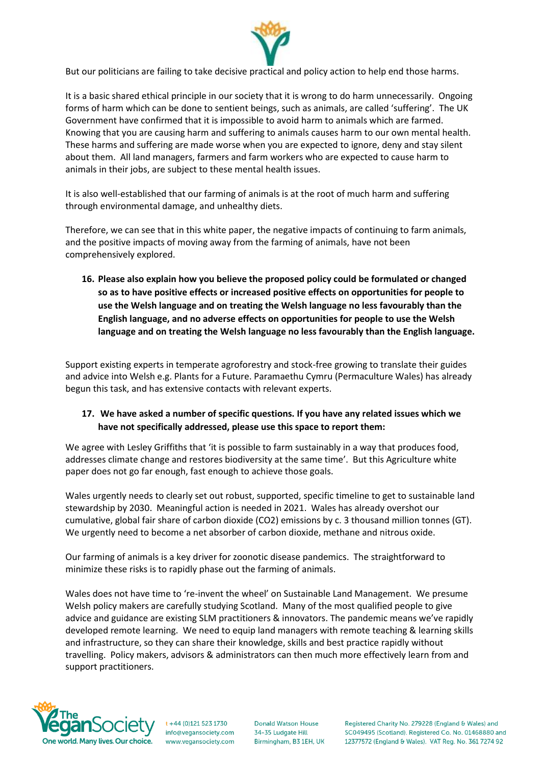But our politicians are failing to take decisive practical and policy action to help end those harms.

It is a basic shared ethical principle in our society that it is wrong to do harm unnecessarily. Ongoing forms of harm which can be done to sentient beings, such as animals, are called 'suffering'. The UK Government have confirmed that it is impossible to avoid harm to animals which are farmed. Knowing that you are causing harm and suffering to animals causes harm to our own mental health. These harms and suffering are made worse when you are expected to ignore, deny and stay silent about them. All land managers, farmers and farm workers who are expected to cause harm to animals in their jobs, are subject to these mental health issues.

It is also well-established that our farming of animals is at the root of much harm and suffering through environmental damage, and unhealthy diets.

Therefore, we can see that in this white paper, the negative impacts of continuing to farm animals, and the positive impacts of moving away from the farming of animals, have not been comprehensively explored.

**16. Please also explain how you believe the proposed policy could be formulated or changed so as to have positive effects or increased positive effects on opportunities for people to use the Welsh language and on treating the Welsh language no less favourably than the English language, and no adverse effects on opportunities for people to use the Welsh language and on treating the Welsh language no less favourably than the English language.**

Support existing experts in temperate agroforestry and stock-free growing to translate their guides and advice into Welsh e.g. Plants for a Future. Paramaethu Cymru (Permaculture Wales) has already begun this task, and has extensive contacts with relevant experts.

**17. We have asked a number of specific questions. If you have any related issues which we have not specifically addressed, please use this space to report them:**

We agree with Lesley Griffiths that 'it is possible to farm sustainably in a way that produces food, addresses climate change and restores biodiversity at the same time'. But this Agriculture white paper does not go far enough, fast enough to achieve those goals.

Wales urgently needs to clearly set out robust, supported, specific timeline to get to sustainable land stewardship by 2030. Meaningful action is needed in 2021. Wales has already overshot our cumulative, global fair share of carbon dioxide ($CO_2$) emissions by c. 3 thousand million tonnes (GT). We urgently need to become a net absorber of carbon dioxide, methane and nitrous oxide.

Our farming of animals is a key driver for zoonotic disease pandemics. The straightforward to minimize these risks is to rapidly phase out the farming of animals.

Wales does not have time to 're-invent the wheel' on Sustainable Land Management. We presume Welsh policy makers are carefully studying Scotland. Many of the most qualified people to give advice and guidance are existing SLM practitioners & innovators. The pandemic means we've rapidly developed remote learning. We need to equip land managers with remote teaching & learning skills and infrastructure, so they can share their knowledge, skills and best practice rapidly without travelling. Policy makers, advisors & administrators can then much more effectively learn from and support practitioners.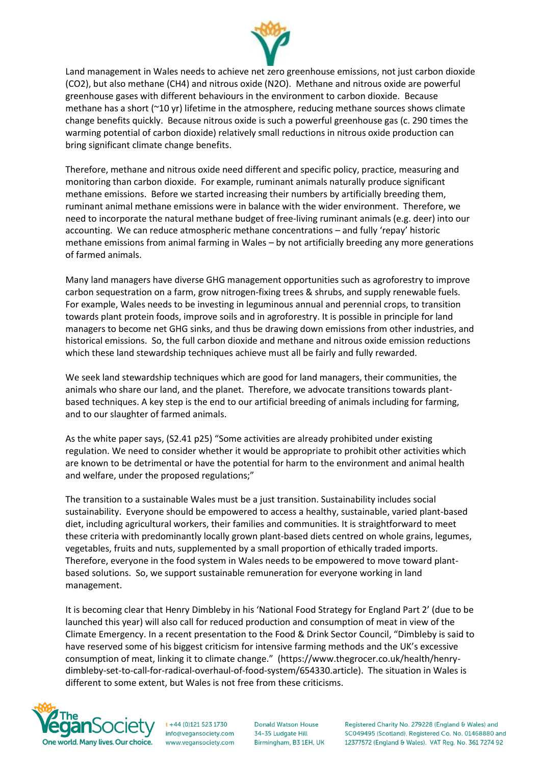Land management in Wales needs to achieve net zero greenhouse emissions, not just carbon dioxide ($CO_2$), but also methane ($CH_4$) and nitrous oxide ($N_2O$). Methane and nitrous oxide are powerful greenhouse gases with different behaviours in the environment to carbon dioxide. Because methane has a short (~10 yr) lifetime in the atmosphere, reducing methane sources shows climate change benefits quickly. Because nitrous oxide is such a powerful greenhouse gas (c. 290 times the warming potential of carbon dioxide) relatively small reductions in nitrous oxide production can bring significant climate change benefits.

Therefore, methane and nitrous oxide need different and specific policy, practice, measuring and monitoring than carbon dioxide. For example, ruminant animals naturally produce significant methane emissions. Before we started increasing their numbers by artificially breeding them, ruminant animal methane emissions were in balance with the wider environment. Therefore, we need to incorporate the natural methane budget of free-living ruminant animals (e.g. deer) into our accounting. We can reduce atmospheric methane concentrations – and fully 'repay' historic methane emissions from animal farming in Wales – by not artificially breeding any more generations of farmed animals.

Many land managers have diverse GHG management opportunities such as agroforestry to improve carbon sequestration on a farm, grow nitrogen-fixing trees & shrubs, and supply renewable fuels. For example, Wales needs to be investing in leguminous annual and perennial crops, to transition towards plant protein foods, improve soils and in agroforestry. It is possible in principle for land managers to become net GHG sinks, and thus be drawing down emissions from other industries, and historical emissions. So, the full carbon dioxide and methane and nitrous oxide emission reductions which these land stewardship techniques achieve must all be fairly and fully rewarded.

We seek land stewardship techniques which are good for land managers, their communities, the animals who share our land, and the planet. Therefore, we advocate transitions towards plant-based techniques. A key step is the end to our artificial breeding of animals including for farming, and to our slaughter of farmed animals.

As the white paper says, (S2.41 p25) "Some activities are already prohibited under existing regulation. We need to consider whether it would be appropriate to prohibit other activities which are known to be detrimental or have the potential for harm to the environment and animal health and welfare, under the proposed regulations;"

The transition to a sustainable Wales must be a just transition. Sustainability includes social sustainability. Everyone should be empowered to access a healthy, sustainable, varied plant-based diet, including agricultural workers, their families and communities. It is straightforward to meet these criteria with predominantly locally grown plant-based diets centred on whole grains, legumes, vegetables, fruits and nuts, supplemented by a small proportion of ethically traded imports. Therefore, everyone in the food system in Wales needs to be empowered to move toward plant-based solutions. So, we support sustainable remuneration for everyone working in land management.

It is becoming clear that Henry Dimbleby in his 'National Food Strategy for England Part 2' (due to be launched this year) will also call for reduced production and consumption of meat in view of the Climate Emergency. In a recent presentation to the Food & Drink Sector Council, "Dimbleby is said to have reserved some of his biggest criticism for intensive farming methods and the UK's excessive consumption of meat, linking it to climate change." (https://www.thegrocer.co.uk/health/henry-dimbleby-set-to-call-for-radical-overhaul-of-food-system/654330.article). The situation in Wales is different to some extent, but Wales is not free from these criticisms.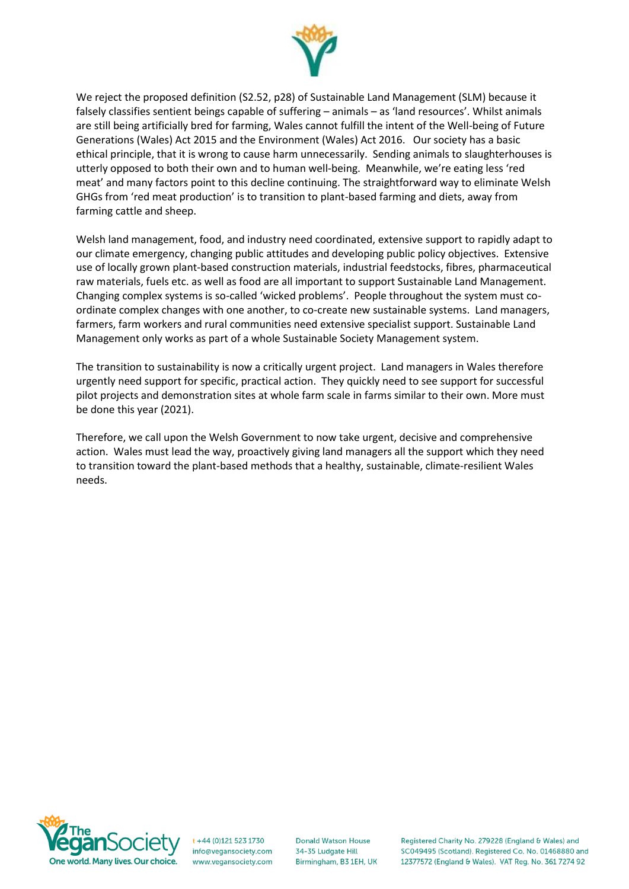We reject the proposed definition (S2.52, p28) of Sustainable Land Management (SLM) because it falsely classifies sentient beings capable of suffering – animals – as 'land resources'. Whilst animals are still being artificially bred for farming, Wales cannot fulfill the intent of the Well-being of Future Generations (Wales) Act 2015 and the Environment (Wales) Act 2016. Our society has a basic ethical principle, that it is wrong to cause harm unnecessarily. Sending animals to slaughterhouses is utterly opposed to both their own and to human well-being. Meanwhile, we're eating less 'red meat' and many factors point to this decline continuing. The straightforward way to eliminate Welsh GHGs from 'red meat production' is to transition to plant-based farming and diets, away from farming cattle and sheep.

Welsh land management, food, and industry need coordinated, extensive support to rapidly adapt to our climate emergency, changing public attitudes and developing public policy objectives. Extensive use of locally grown plant-based construction materials, industrial feedstocks, fibres, pharmaceutical raw materials, fuels etc. as well as food are all important to support Sustainable Land Management. Changing complex systems is so-called 'wicked problems'. People throughout the system must co-ordinate complex changes with one another, to co-create new sustainable systems. Land managers, farmers, farm workers and rural communities need extensive specialist support. Sustainable Land Management only works as part of a whole Sustainable Society Management system.

The transition to sustainability is now a critically urgent project. Land managers in Wales therefore urgently need support for specific, practical action. They quickly need to see support for successful pilot projects and demonstration sites at whole farm scale in farms similar to their own. More must be done this year (2021).

Therefore, we call upon the Welsh Government to now take urgent, decisive and comprehensive action. Wales must lead the way, proactively giving land managers all the support which they need to transition toward the plant-based methods that a healthy, sustainable, climate-resilient Wales needs.